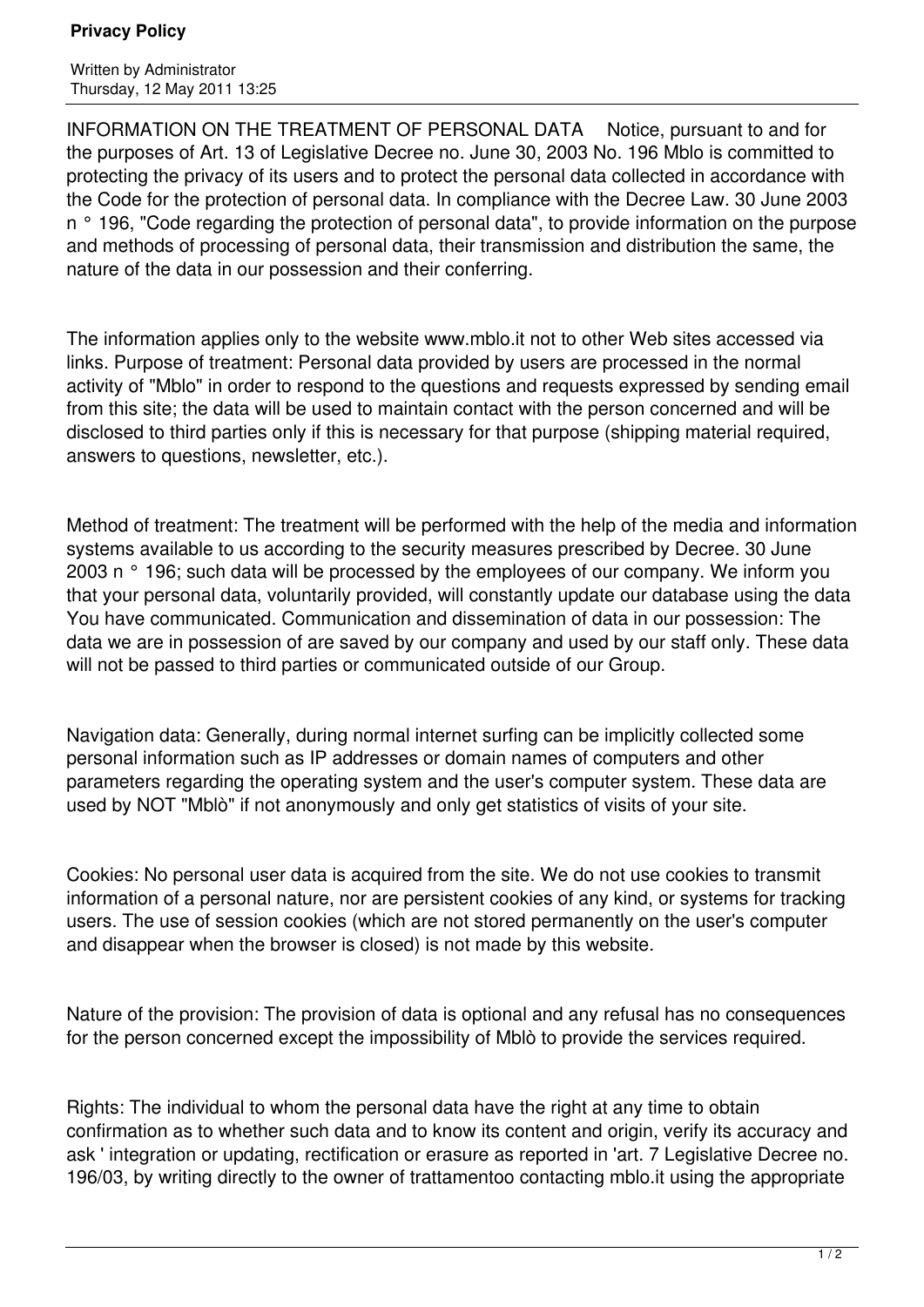# Privacy Policy

Written by Administrator
Thursday, 12 May 2011 13:25

INFORMATION ON THE TREATMENT OF PERSONAL DATA Notice, pursuant to and for the purposes of Art. 13 of Legislative Decree no. June 30, 2003 No. 196 Mblo is committed to protecting the privacy of its users and to protect the personal data collected in accordance with the Code for the protection of personal data. In compliance with the Decree Law. 30 June 2003 n ° 196, "Code regarding the protection of personal data", to provide information on the purpose and methods of processing of personal data, their transmission and distribution the same, the nature of the data in our possession and their conferring.

The information applies only to the website www.mblo.it not to other Web sites accessed via links. Purpose of treatment: Personal data provided by users are processed in the normal activity of "Mblo" in order to respond to the questions and requests expressed by sending email from this site; the data will be used to maintain contact with the person concerned and will be disclosed to third parties only if this is necessary for that purpose (shipping material required, answers to questions, newsletter, etc.).

Method of treatment: The treatment will be performed with the help of the media and information systems available to us according to the security measures prescribed by Decree. 30 June 2003 n ° 196; such data will be processed by the employees of our company. We inform you that your personal data, voluntarily provided, will constantly update our database using the data You have communicated. Communication and dissemination of data in our possession: The data we are in possession of are saved by our company and used by our staff only. These data will not be passed to third parties or communicated outside of our Group.

Navigation data: Generally, during normal internet surfing can be implicitly collected some personal information such as IP addresses or domain names of computers and other parameters regarding the operating system and the user's computer system. These data are used by NOT "Mblò" if not anonymously and only get statistics of visits of your site.

Cookies: No personal user data is acquired from the site. We do not use cookies to transmit information of a personal nature, nor are persistent cookies of any kind, or systems for tracking users. The use of session cookies (which are not stored permanently on the user's computer and disappear when the browser is closed) is not made by this website.

Nature of the provision: The provision of data is optional and any refusal has no consequences for the person concerned except the impossibility of Mblò to provide the services required.

Rights: The individual to whom the personal data have the right at any time to obtain confirmation as to whether such data and to know its content and origin, verify its accuracy and ask ' integration or updating, rectification or erasure as reported in 'art. 7 Legislative Decree no. 196/03, by writing directly to the owner of trattamentoo contacting mblo.it using the appropriate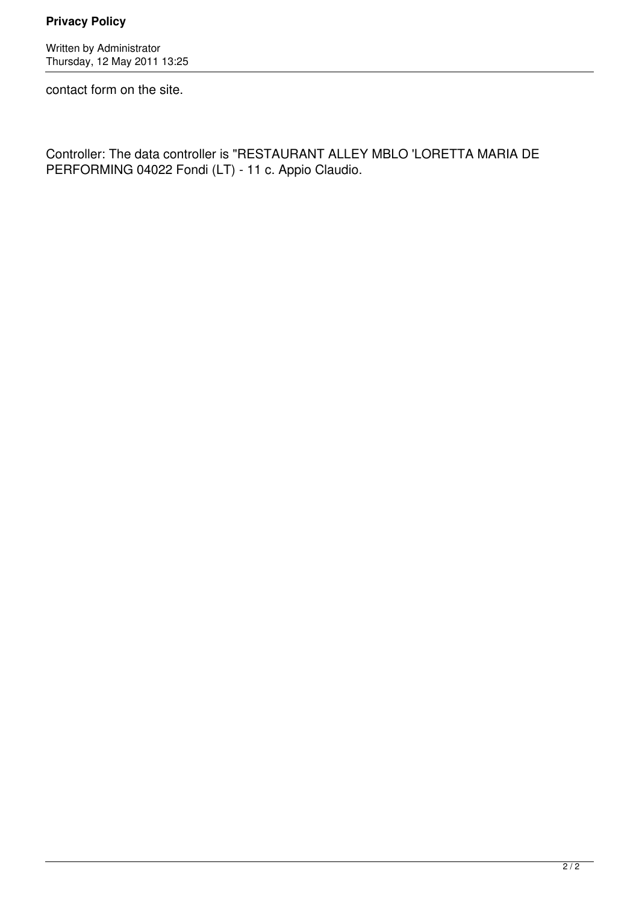contact form on the site.

Controller: The data controller is "RESTAURANT ALLEY MBLO 'LORETTA MARIA DE PERFORMING 04022 Fondi (LT) - 11 c. Appio Claudio.